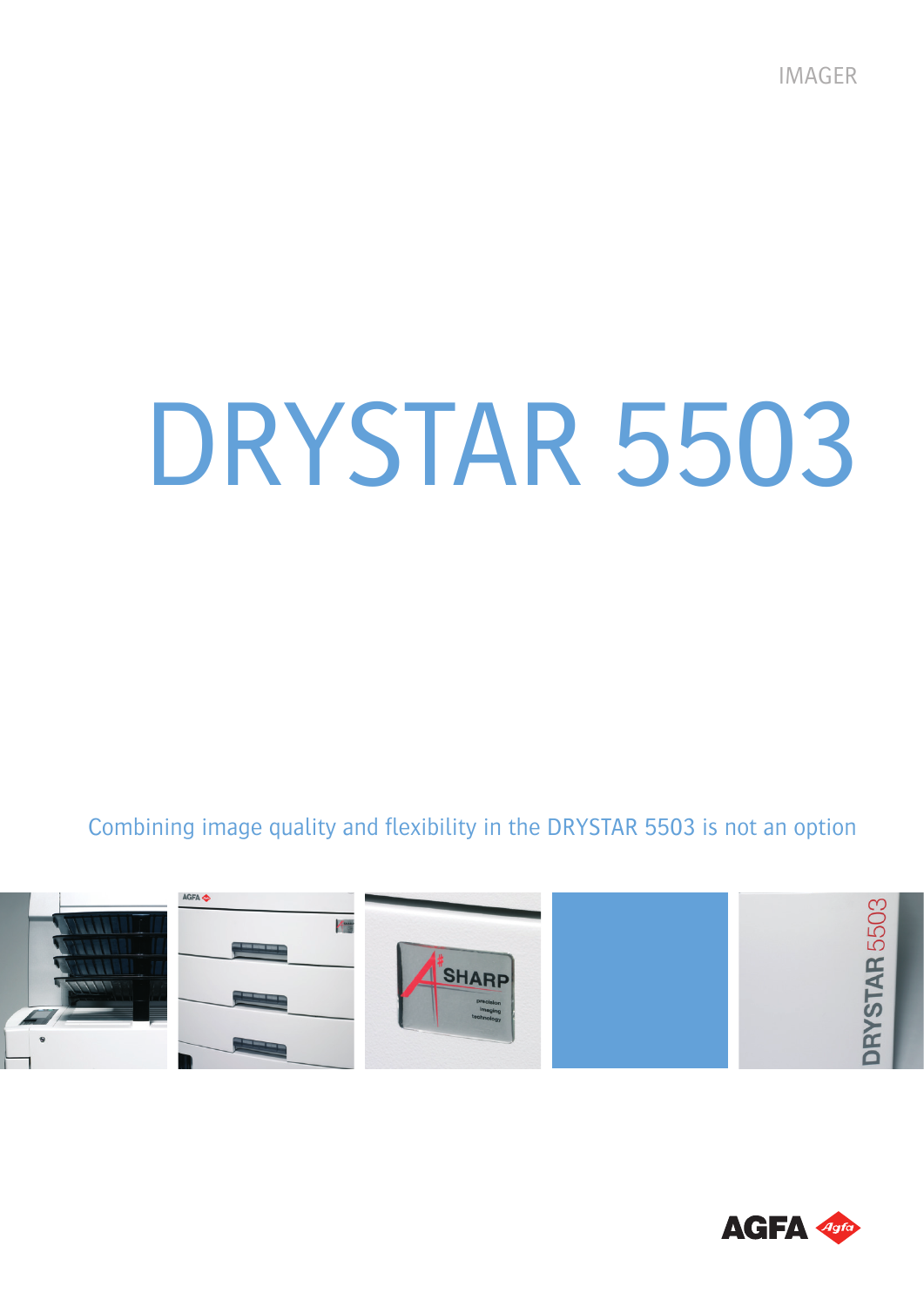IMAGER

# DRYSTAR 5503

Combining image quality and flexibility in the DRYSTAR 5503 is not an option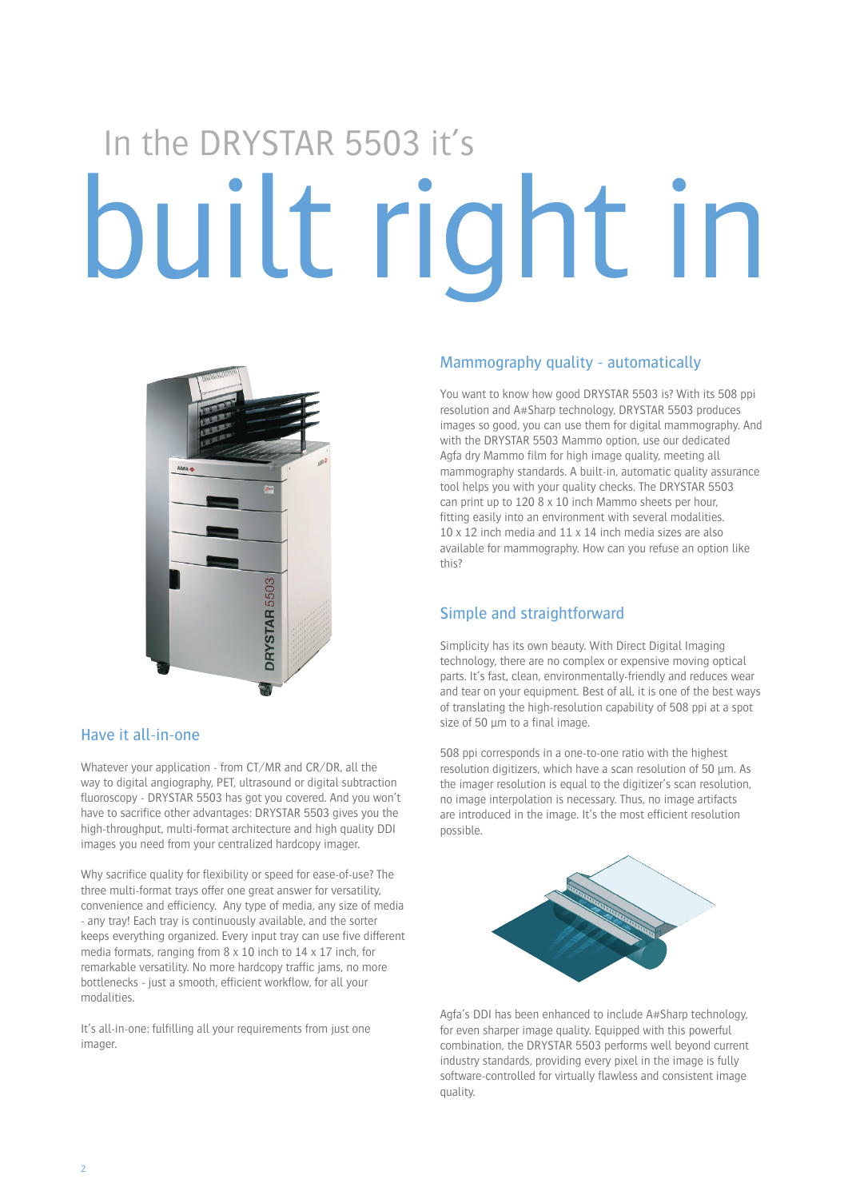# In the DRYSTAR 5503 it's built right in

## Have it all-in-one

Whatever your application - from CT/MR and CR/DR, all the way to digital angiography, PET, ultrasound or digital subtraction fluoroscopy - DRYSTAR 5503 has got you covered. And you won't have to sacrifice other advantages: DRYSTAR 5503 gives you the high-throughput, multi-format architecture and high quality DDI images you need from your centralized hardcopy imager.

Why sacrifice quality for flexibility or speed for ease-of-use? The three multi-format trays offer one great answer for versatility, convenience and efficiency. Any type of media, any size of media - any tray! Each tray is continuously available, and the sorter keeps everything organized. Every input tray can use five different media formats, ranging from 8 x 10 inch to 14 x 17 inch, for remarkable versatility. No more hardcopy traffic jams, no more bottlenecks - just a smooth, efficient workflow, for all your modalities.

It's all-in-one: fulfilling all your requirements from just one imager.

## Mammography quality - automatically

You want to know how good DRYSTAR 5503 is? With its 508 ppi resolution and A#Sharp technology, DRYSTAR 5503 produces images so good, you can use them for digital mammography. And with the DRYSTAR 5503 Mammo option, use our dedicated Agfa dry Mammo film for high image quality, meeting all mammography standards. A built-in, automatic quality assurance tool helps you with your quality checks. The DRYSTAR 5503 can print up to 120 8 x 10 inch Mammo sheets per hour, fitting easily into an environment with several modalities. 10 x 12 inch media and 11 x 14 inch media sizes are also available for mammography. How can you refuse an option like this?

## Simple and straightforward

Simplicity has its own beauty. With Direct Digital Imaging technology, there are no complex or expensive moving optical parts. It's fast, clean, environmentally-friendly and reduces wear and tear on your equipment. Best of all, it is one of the best ways of translating the high-resolution capability of 508 ppi at a spot size of 50 µm to a final image.

508 ppi corresponds in a one-to-one ratio with the highest resolution digitizers, which have a scan resolution of 50 µm. As the imager resolution is equal to the digitizer's scan resolution, no image interpolation is necessary. Thus, no image artifacts are introduced in the image. It's the most efficient resolution possible.

Agfa's DDI has been enhanced to include A#Sharp technology, for even sharper image quality. Equipped with this powerful combination, the DRYSTAR 5503 performs well beyond current industry standards, providing every pixel in the image is fully software-controlled for virtually flawless and consistent image quality.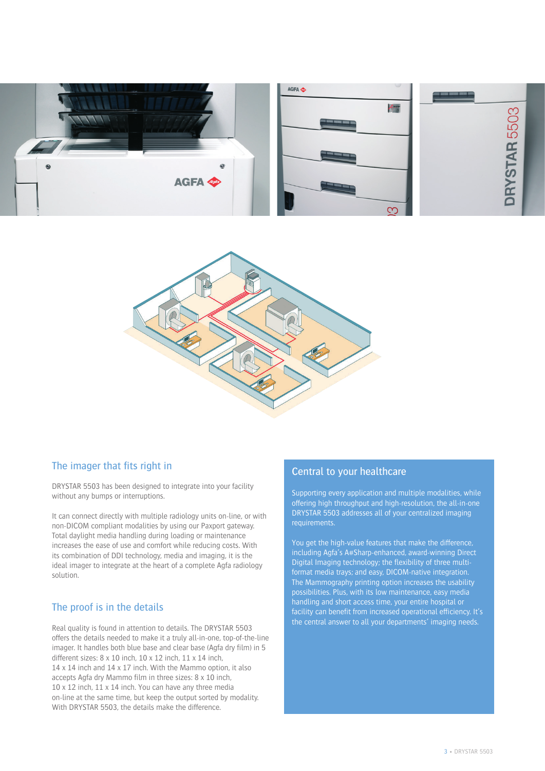## The imager that fits right in

DRYSTAR 5503 has been designed to integrate into your facility without any bumps or interruptions.

It can connect directly with multiple radiology units on-line, or with non-DICOM compliant modalities by using our Paxport gateway. Total daylight media handling during loading or maintenance increases the ease of use and comfort while reducing costs. With its combination of DDI technology, media and imaging, it is the ideal imager to integrate at the heart of a complete Agfa radiology solution.

## The proof is in the details

Real quality is found in attention to details. The DRYSTAR 5503 offers the details needed to make it a truly all-in-one, top-of-the-line imager. It handles both blue base and clear base (Agfa dry film) in 5 different sizes: 8 x 10 inch, 10 x 12 inch, 11 x 14 inch, 14 x 14 inch and 14 x 17 inch. With the Mammo option, it also accepts Agfa dry Mammo film in three sizes: 8 x 10 inch, 10 x 12 inch, 11 x 14 inch. You can have any three media on-line at the same time, but keep the output sorted by modality. With DRYSTAR 5503, the details make the difference.

## Central to your healthcare

Supporting every application and multiple modalities, while offering high throughput and high-resolution, the all-in-one DRYSTAR 5503 addresses all of your centralized imaging requirements.

You get the high-value features that make the difference, including Agfa's A#Sharp-enhanced, award-winning Direct Digital Imaging technology; the flexibility of three multi-format media trays; and easy, DICOM-native integration. The Mammography printing option increases the usability possibilities. Plus, with its low maintenance, easy media handling and short access time, your entire hospital or facility can benefit from increased operational efficiency. It's the central answer to all your departments' imaging needs.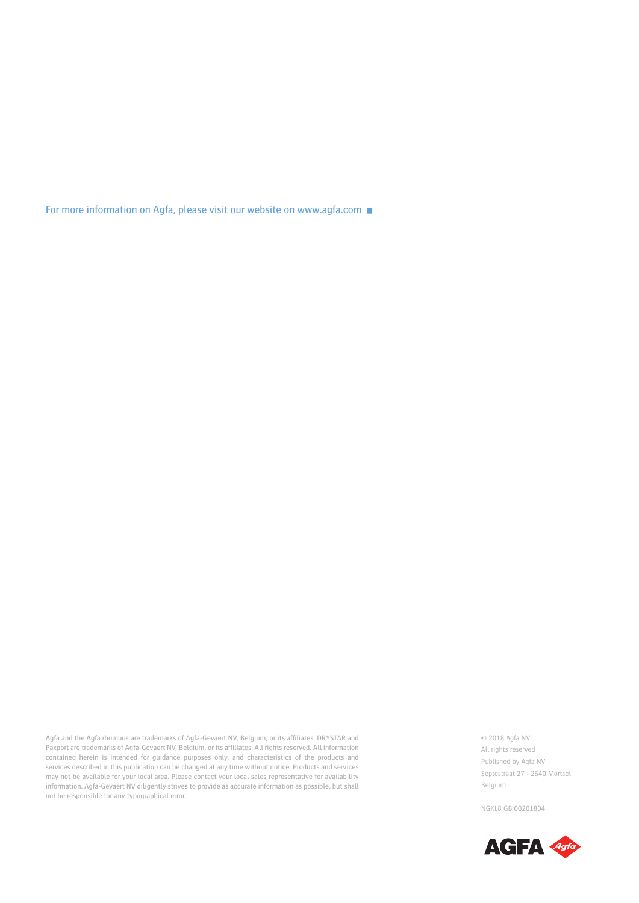For more information on Agfa, please visit our website on www.agfa.com ■

Agfa and the Agfa rhombus are trademarks of Agfa-Gevaert NV, Belgium, or its affiliates. DRYSTAR and Paxport are trademarks of Agfa-Gevaert NV, Belgium, or its affiliates. All rights reserved. All information contained herein is intended for guidance purposes only, and characteristics of the products and services described in this publication can be changed at any time without notice. Products and services may not be available for your local area. Please contact your local sales representative for availability information. Agfa-Gevaert NV diligently strives to provide as accurate information as possible, but shall not be responsible for any typographical error.

© 2018 Agfa NV
All rights reserved
Published by Agfa NV
Septestraat 27 - 2640 Mortsel
Belgium

NGKL8 GB 00201804

AGFA